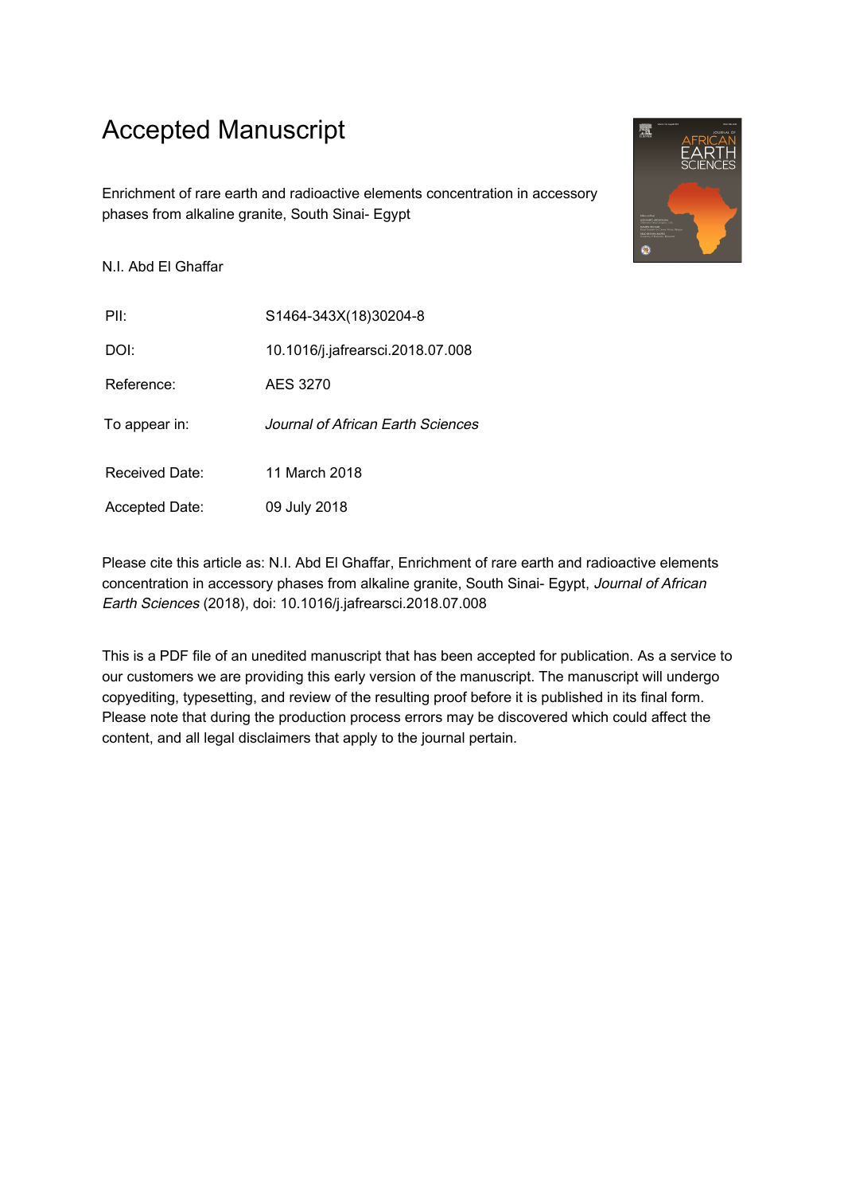# Accepted Manuscript

Enrichment of rare earth and radioactive elements concentration in accessory phases from alkaline granite, South Sinai- Egypt

N.I. Abd El Ghaffar

| | |
|---|---|
| PII: | S1464-343X(18)30204-8 |
| DOI: | 10.1016/j.jafrearsci.2018.07.008 |
| Reference: | AES 3270 |
| To appear in: | *Journal of African Earth Sciences* |
| Received Date: | 11 March 2018 |
| Accepted Date: | 09 July 2018 |

Please cite this article as: N.I. Abd El Ghaffar, Enrichment of rare earth and radioactive elements concentration in accessory phases from alkaline granite, South Sinai- Egypt, *Journal of African Earth Sciences* (2018), doi: 10.1016/j.jafrearsci.2018.07.008

This is a PDF file of an unedited manuscript that has been accepted for publication. As a service to our customers we are providing this early version of the manuscript. The manuscript will undergo copyediting, typesetting, and review of the resulting proof before it is published in its final form. Please note that during the production process errors may be discovered which could affect the content, and all legal disclaimers that apply to the journal pertain.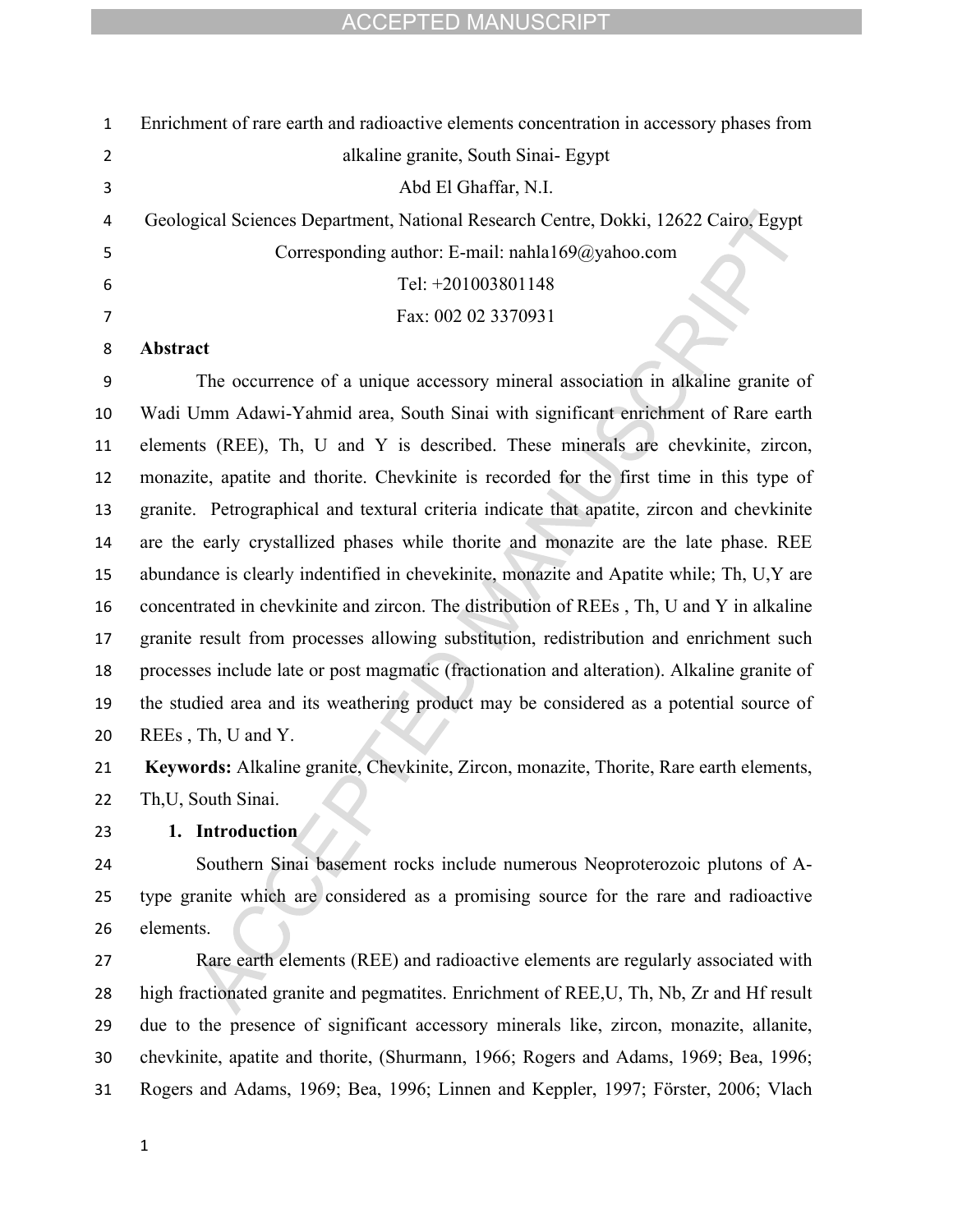Enrichment of rare earth and radioactive elements concentration in accessory phases from alkaline granite, South Sinai- Egypt

Abd El Ghaffar, N.I.

Geological Sciences Department, National Research Centre, Dokki, 12622 Cairo, Egypt

Corresponding author: E-mail: nahla169@yahoo.com

Tel: +201003801148

Fax: 002 02 3370931

**Abstract**

The occurrence of a unique accessory mineral association in alkaline granite of Wadi Umm Adawi-Yahmid area, South Sinai with significant enrichment of Rare earth elements (REE), Th, U and Y is described. These minerals are chevkinite, zircon, monazite, apatite and thorite. Chevkinite is recorded for the first time in this type of granite. Petrographical and textural criteria indicate that apatite, zircon and chevkinite are the early crystallized phases while thorite and monazite are the late phase. REE abundance is clearly indentified in chevekinite, monazite and Apatite while; Th, U,Y are concentrated in chevkinite and zircon. The distribution of REEs , Th, U and Y in alkaline granite result from processes allowing substitution, redistribution and enrichment such processes include late or post magmatic (fractionation and alteration). Alkaline granite of the studied area and its weathering product may be considered as a potential source of REEs , Th, U and Y.

**Keywords:** Alkaline granite, Chevkinite, Zircon, monazite, Thorite, Rare earth elements, Th,U, South Sinai.

## 1. Introduction

Southern Sinai basement rocks include numerous Neoproterozoic plutons of A-type granite which are considered as a promising source for the rare and radioactive elements.

Rare earth elements (REE) and radioactive elements are regularly associated with high fractionated granite and pegmatites. Enrichment of REE,U, Th, Nb, Zr and Hf result due to the presence of significant accessory minerals like, zircon, monazite, allanite, chevkinite, apatite and thorite, (Shurmann, 1966; Rogers and Adams, 1969; Bea, 1996; Rogers and Adams, 1969; Bea, 1996; Linnen and Keppler, 1997; Förster, 2006; Vlach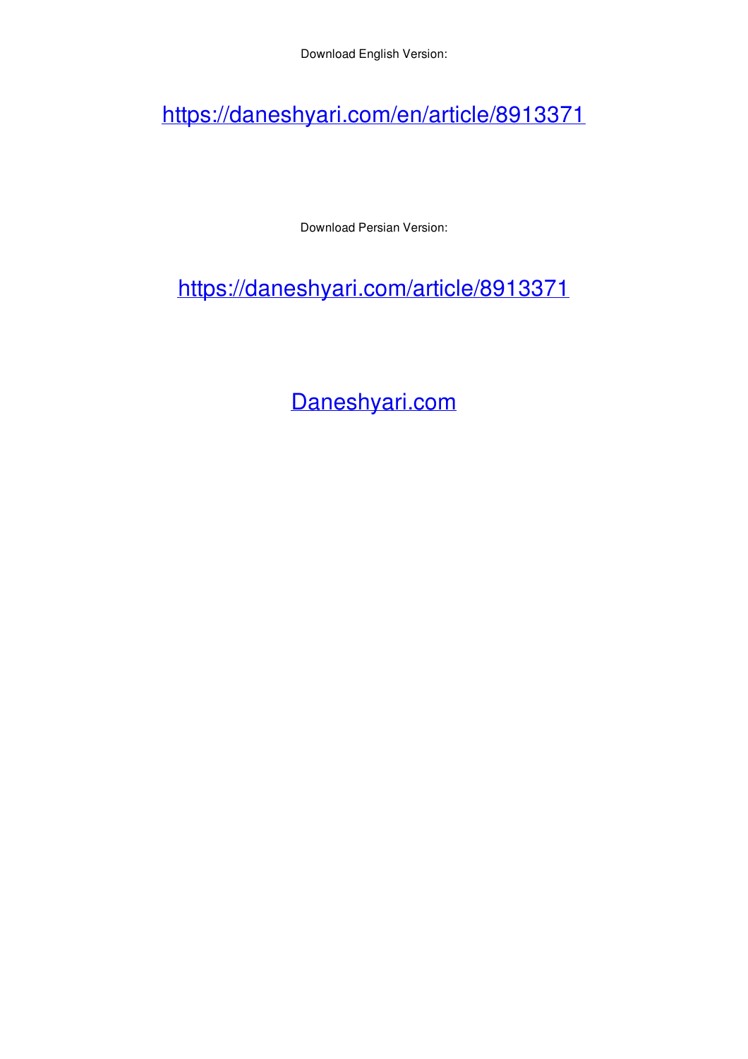Download English Version:

https://daneshyari.com/en/article/8913371

Download Persian Version:

https://daneshyari.com/article/8913371

Daneshyari.com